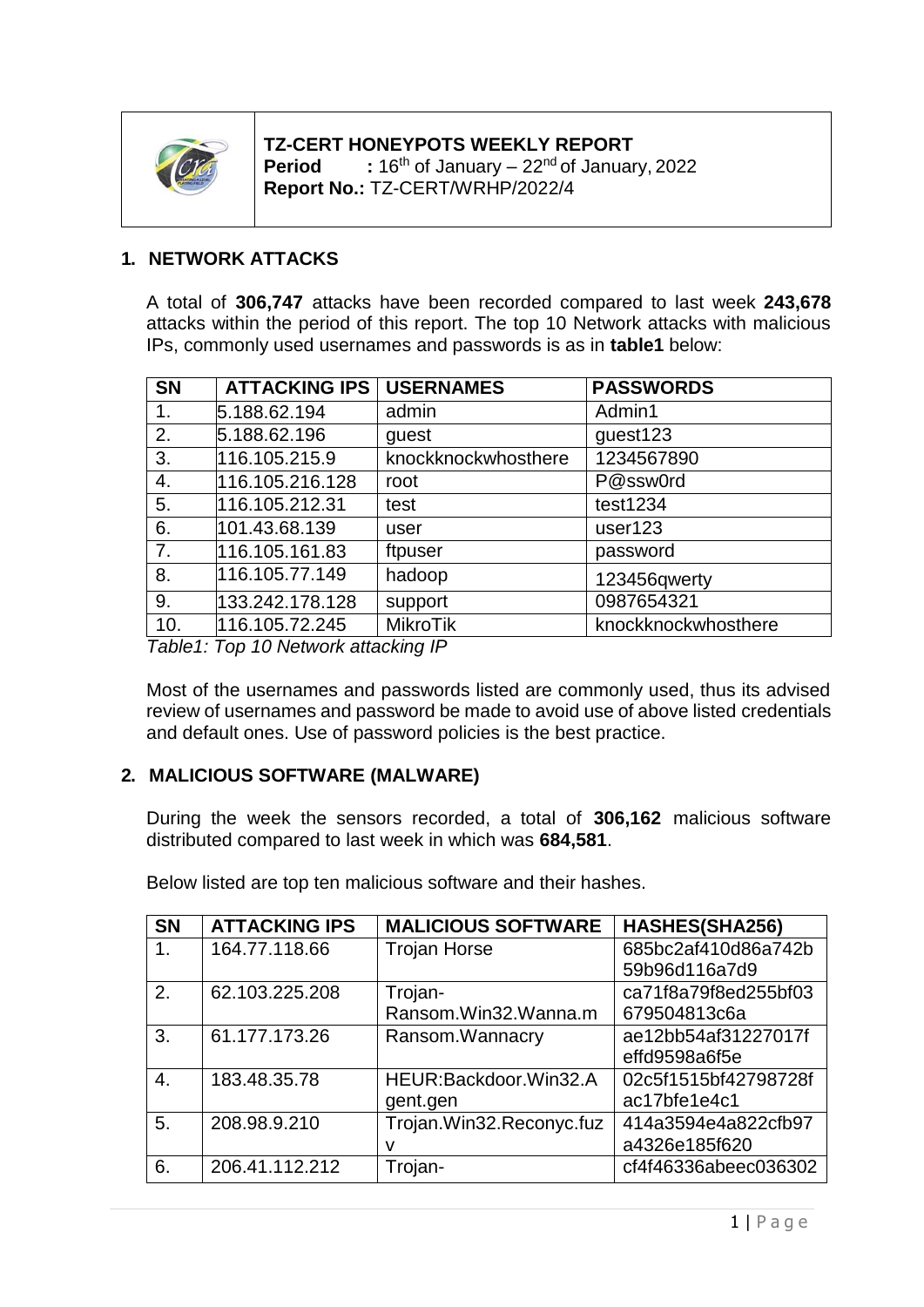**TZ-CERT HONEYPOTS WEEKLY REPORT**
**Period** : 16th of January – 22nd of January, 2022
**Report No.:** TZ-CERT/WRHP/2022/4

## 1. NETWORK ATTACKS

A total of **306,747** attacks have been recorded compared to last week **243,678** attacks within the period of this report. The top 10 Network attacks with malicious IPs, commonly used usernames and passwords is as in **table1** below:

| SN | ATTACKING IPS | USERNAMES | PASSWORDS |
|---|---|---|---|
| 1. | 5.188.62.194 | admin | Admin1 |
| 2. | 5.188.62.196 | guest | guest123 |
| 3. | 116.105.215.9 | knockknockwhosthere | 1234567890 |
| 4. | 116.105.216.128 | root | P@ssw0rd |
| 5. | 116.105.212.31 | test | test1234 |
| 6. | 101.43.68.139 | user | user123 |
| 7. | 116.105.161.83 | ftpuser | password |
| 8. | 116.105.77.149 | hadoop | 123456qwerty |
| 9. | 133.242.178.128 | support | 0987654321 |
| 10. | 116.105.72.245 | MikroTik | knockknockwhosthere |

*Table1: Top 10 Network attacking IP*

Most of the usernames and passwords listed are commonly used, thus its advised review of usernames and password be made to avoid use of above listed credentials and default ones. Use of password policies is the best practice.

## 2. MALICIOUS SOFTWARE (MALWARE)

During the week the sensors recorded, a total of **306,162** malicious software distributed compared to last week in which was **684,581**.

Below listed are top ten malicious software and their hashes.

| SN | ATTACKING IPS | MALICIOUS SOFTWARE | HASHES(SHA256) |
|---|---|---|---|
| 1. | 164.77.118.66 | Trojan Horse | 685bc2af410d86a742b59b96d116a7d9 |
| 2. | 62.103.225.208 | Trojan-Ransom.Win32.Wanna.m | ca71f8a79f8ed255bf03679504813c6a |
| 3. | 61.177.173.26 | Ransom.Wannacry | ae12bb54af31227017feffd9598a6f5e |
| 4. | 183.48.35.78 | HEUR:Backdoor.Win32.Agent.gen | 02c5f1515bf42798728fac17bfe1e4c1 |
| 5. | 208.98.9.210 | Trojan.Win32.Reconyc.fuzv | 414a3594e4a822cfb97a4326e185f620 |
| 6. | 206.41.112.212 | Trojan- | cf4f46336abeec036302 |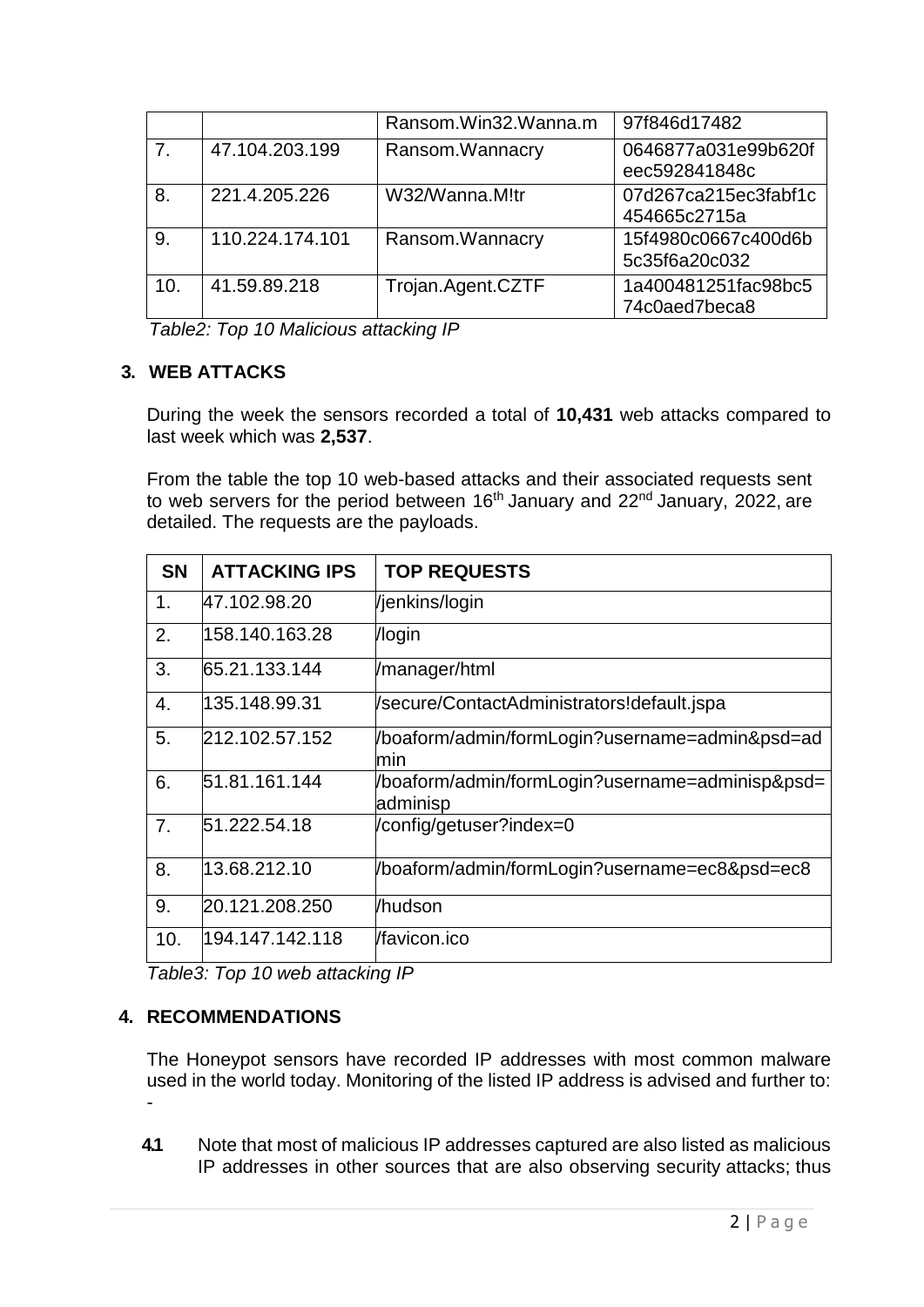| | | | |
|---|---|---|---|
| | | Ransom.Win32.Wanna.m | 97f846d17482 |
| 7. | 47.104.203.199 | Ransom.Wannacry | 0646877a031e99b620feec592841848c |
| 8. | 221.4.205.226 | W32/Wanna.M!tr | 07d267ca215ec3fabf1c454665c2715a |
| 9. | 110.224.174.101 | Ransom.Wannacry | 15f4980c0667c400d6b5c35f6a20c032 |
| 10. | 41.59.89.218 | Trojan.Agent.CZTF | 1a400481251fac98bc574c0aed7beca8 |

*Table2: Top 10 Malicious attacking IP*

## 3. WEB ATTACKS

During the week the sensors recorded a total of **10,431** web attacks compared to last week which was **2,537**.

From the table the top 10 web-based attacks and their associated requests sent to web servers for the period between 16th January and 22nd January, 2022, are detailed. The requests are the payloads.

| SN | ATTACKING IPS | TOP REQUESTS |
|---|---|---|
| 1. | 47.102.98.20 | /jenkins/login |
| 2. | 158.140.163.28 | /login |
| 3. | 65.21.133.144 | /manager/html |
| 4. | 135.148.99.31 | /secure/ContactAdministrators!default.jspa |
| 5. | 212.102.57.152 | /boaform/admin/formLogin?username=admin&psd=admin |
| 6. | 51.81.161.144 | /boaform/admin/formLogin?username=adminisp&psd=adminisp |
| 7. | 51.222.54.18 | /config/getuser?index=0 |
| 8. | 13.68.212.10 | /boaform/admin/formLogin?username=ec8&psd=ec8 |
| 9. | 20.121.208.250 | /hudson |
| 10. | 194.147.142.118 | /favicon.ico |

*Table3: Top 10 web attacking IP*

## 4. RECOMMENDATIONS

The Honeypot sensors have recorded IP addresses with most common malware used in the world today. Monitoring of the listed IP address is advised and further to: -

**4.1** Note that most of malicious IP addresses captured are also listed as malicious IP addresses in other sources that are also observing security attacks; thus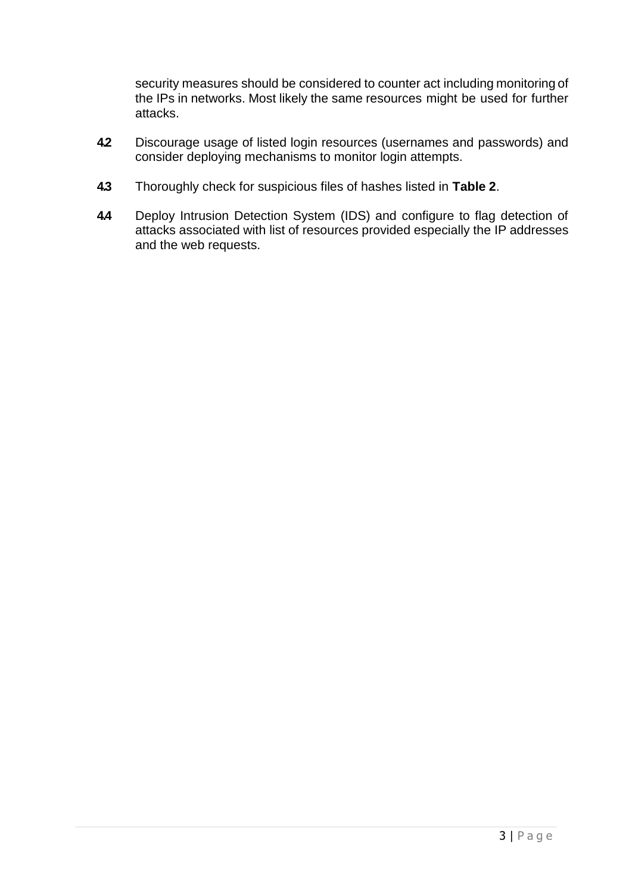security measures should be considered to counter act including monitoring of the IPs in networks. Most likely the same resources might be used for further attacks.

**4.2** Discourage usage of listed login resources (usernames and passwords) and consider deploying mechanisms to monitor login attempts.

**4.3** Thoroughly check for suspicious files of hashes listed in **Table 2**.

**4.4** Deploy Intrusion Detection System (IDS) and configure to flag detection of attacks associated with list of resources provided especially the IP addresses and the web requests.